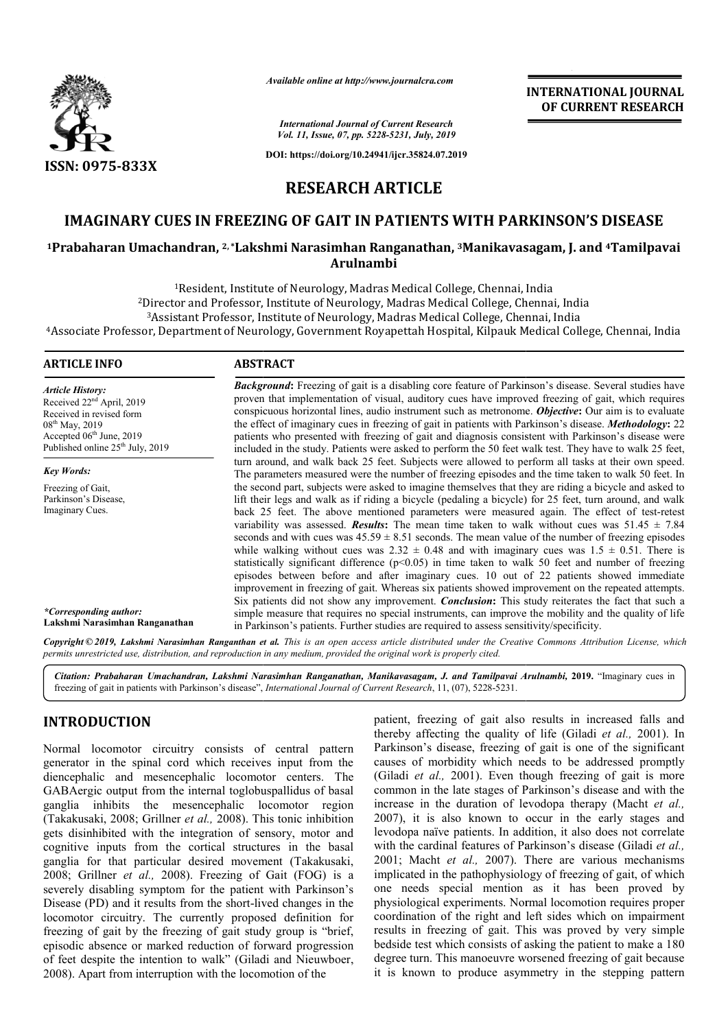*Available online at http://www.journalcra.com*

*International Journal of Current Research*
*Vol. 11, Issue, 07, pp. 5228-5231, July, 2019*

**DOI: https://doi.org/10.24941/ijcr.35824.07.2019**

**ISSN: 0975-833X**

**INTERNATIONAL JOURNAL OF CURRENT RESEARCH**

# RESEARCH ARTICLE

# IMAGINARY CUES IN FREEZING OF GAIT IN PATIENTS WITH PARKINSON'S DISEASE

**[1]Prabaharan Umachandran, [2,*]Lakshmi Narasimhan Ranganathan, [3]Manikavasagam, J. and [4]Tamilpavai Arulnambi**

[1]Resident, Institute of Neurology, Madras Medical College, Chennai, India
[2]Director and Professor, Institute of Neurology, Madras Medical College, Chennai, India
[3]Assistant Professor, Institute of Neurology, Madras Medical College, Chennai, India
[4]Associate Professor, Department of Neurology, Government Royapettah Hospital, Kilpauk Medical College, Chennai, India

**ARTICLE INFO**

*Article History:*
Received 22nd April, 2019
Received in revised form
08th May, 2019
Accepted 06th June, 2019
Published online 25th July, 2019

*Key Words:*
Freezing of Gait,
Parkinson's Disease,
Imaginary Cues.

*\*Corresponding author:*
**Lakshmi Narasimhan Ranganathan**

**ABSTRACT**

***Background***: Freezing of gait is a disabling core feature of Parkinson's disease. Several studies have proven that implementation of visual, auditory cues have improved freezing of gait, which requires conspicuous horizontal lines, audio instrument such as metronome. ***Objective***: Our aim is to evaluate the effect of imaginary cues in freezing of gait in patients with Parkinson's disease. ***Methodology***: 22 patients who presented with freezing of gait and diagnosis consistent with Parkinson's disease were included in the study. Patients were asked to perform the 50 feet walk test. They have to walk 25 feet, turn around, and walk back 25 feet. Subjects were allowed to perform all tasks at their own speed. The parameters measured were the number of freezing episodes and the time taken to walk 50 feet. In the second part, subjects were asked to imagine themselves that they are riding a bicycle and asked to lift their legs and walk as if riding a bicycle (pedaling a bicycle) for 25 feet, turn around, and walk back 25 feet. The above mentioned parameters were measured again. The effect of test-retest variability was assessed. ***Results***: The mean time taken to walk without cues was $51.45 \pm 7.84$ seconds and with cues was $45.59 \pm 8.51$ seconds. The mean value of the number of freezing episodes while walking without cues was $2.32 \pm 0.48$ and with imaginary cues was $1.5 \pm 0.51$. There is statistically significant difference ($p<0.05$) in time taken to walk 50 feet and number of freezing episodes between before and after imaginary cues. 10 out of 22 patients showed immediate improvement in freezing of gait. Whereas six patients showed improvement on the repeated attempts. Six patients did not show any improvement. ***Conclusion***: This study reiterates the fact that such a simple measure that requires no special instruments, can improve the mobility and the quality of life in Parkinson's patients. Further studies are required to assess sensitivity/specificity.

**Copyright © 2019, Lakshmi Narasimhan Ranganthan et al.** *This is an open access article distributed under the Creative Commons Attribution License, which permits unrestricted use, distribution, and reproduction in any medium, provided the original work is properly cited.*

***Citation: Prabaharan Umachandran, Lakshmi Narasimhan Ranganathan, Manikavasagam, J. and Tamilpavai Arulnambi, 2019.*** "Imaginary cues in freezing of gait in patients with Parkinson's disease", *International Journal of Current Research*, 11, (07), 5228-5231.

## INTRODUCTION

Normal locomotor circuitry consists of central pattern generator in the spinal cord which receives input from the diencephalic and mesencephalic locomotor centers. The GABAergic output from the internal toglobuspallidus of basal ganglia inhibits the mesencephalic locomotor region (Takakusaki, 2008; Grillner *et al.,* 2008). This tonic inhibition gets disinhibited with the integration of sensory, motor and cognitive inputs from the cortical structures in the basal ganglia for that particular desired movement (Takakusaki, 2008; Grillner *et al.,* 2008). Freezing of Gait (FOG) is a severely disabling symptom for the patient with Parkinson's Disease (PD) and it results from the short-lived changes in the locomotor circuitry. The currently proposed definition for freezing of gait by the freezing of gait study group is "brief, episodic absence or marked reduction of forward progression of feet despite the intention to walk" (Giladi and Nieuwboer, 2008). Apart from interruption with the locomotion of the patient, freezing of gait also results in increased falls and thereby affecting the quality of life (Giladi *et al.,* 2001). In Parkinson's disease, freezing of gait is one of the significant causes of morbidity which needs to be addressed promptly (Giladi *et al.,* 2001). Even though freezing of gait is more common in the late stages of Parkinson's disease and with the increase in the duration of levodopa therapy (Macht *et al.,* 2007), it is also known to occur in the early stages and levodopa naïve patients. In addition, it also does not correlate with the cardinal features of Parkinson's disease (Giladi *et al.,* 2001; Macht *et al.,* 2007). There are various mechanisms implicated in the pathophysiology of freezing of gait, of which one needs special mention as it has been proved by physiological experiments. Normal locomotion requires proper coordination of the right and left sides which on impairment results in freezing of gait. This was proved by very simple bedside test which consists of asking the patient to make a 180 degree turn. This manoeuvre worsened freezing of gait because it is known to produce asymmetry in the stepping pattern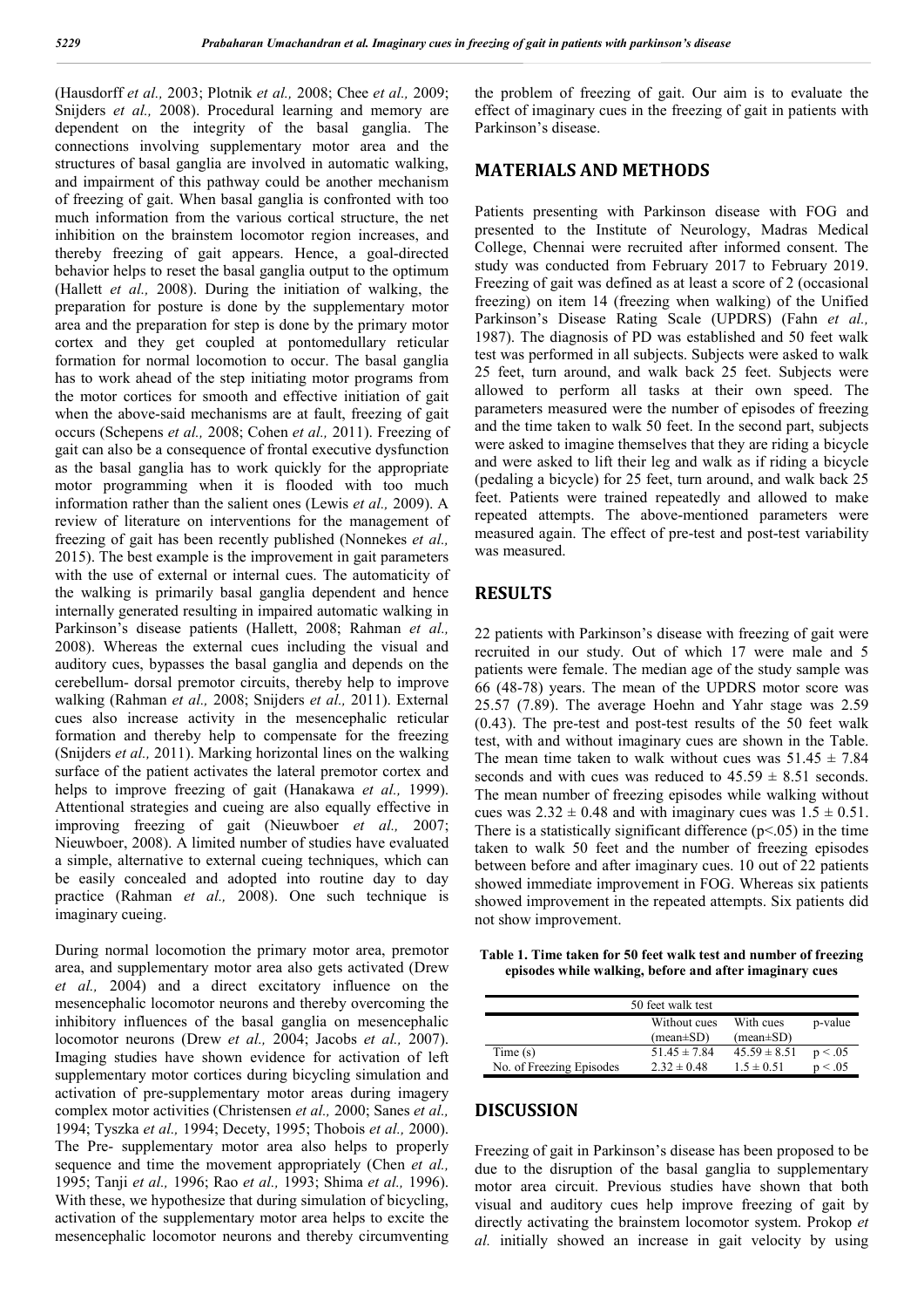(Hausdorff *et al.,* 2003; Plotnik *et al.,* 2008; Chee *et al.,* 2009; Snijders *et al.,* 2008). Procedural learning and memory are dependent on the integrity of the basal ganglia. The connections involving supplementary motor area and the structures of basal ganglia are involved in automatic walking, and impairment of this pathway could be another mechanism of freezing of gait. When basal ganglia is confronted with too much information from the various cortical structure, the net inhibition on the brainstem locomotor region increases, and thereby freezing of gait appears. Hence, a goal-directed behavior helps to reset the basal ganglia output to the optimum (Hallett *et al.,* 2008). During the initiation of walking, the preparation for posture is done by the supplementary motor area and the preparation for step is done by the primary motor cortex and they get coupled at pontomedullary reticular formation for normal locomotion to occur. The basal ganglia has to work ahead of the step initiating motor programs from the motor cortices for smooth and effective initiation of gait when the above-said mechanisms are at fault, freezing of gait occurs (Schepens *et al.,* 2008; Cohen *et al.,* 2011). Freezing of gait can also be a consequence of frontal executive dysfunction as the basal ganglia has to work quickly for the appropriate motor programming when it is flooded with too much information rather than the salient ones (Lewis *et al.,* 2009). A review of literature on interventions for the management of freezing of gait has been recently published (Nonnekes *et al.,* 2015). The best example is the improvement in gait parameters with the use of external or internal cues. The automaticity of the walking is primarily basal ganglia dependent and hence internally generated resulting in impaired automatic walking in Parkinson's disease patients (Hallett, 2008; Rahman *et al.,* 2008). Whereas the external cues including the visual and auditory cues, bypasses the basal ganglia and depends on the cerebellum- dorsal premotor circuits, thereby help to improve walking (Rahman *et al.,* 2008; Snijders *et al.,* 2011). External cues also increase activity in the mesencephalic reticular formation and thereby help to compensate for the freezing (Snijders *et al.,* 2011). Marking horizontal lines on the walking surface of the patient activates the lateral premotor cortex and helps to improve freezing of gait (Hanakawa *et al.,* 1999). Attentional strategies and cueing are also equally effective in improving freezing of gait (Nieuwboer *et al.,* 2007; Nieuwboer, 2008). A limited number of studies have evaluated a simple, alternative to external cueing techniques, which can be easily concealed and adopted into routine day to day practice (Rahman *et al.,* 2008). One such technique is imaginary cueing.

During normal locomotion the primary motor area, premotor area, and supplementary motor area also gets activated (Drew *et al.,* 2004) and a direct excitatory influence on the mesencephalic locomotor neurons and thereby overcoming the inhibitory influences of the basal ganglia on mesencephalic locomotor neurons (Drew *et al.,* 2004; Jacobs *et al.,* 2007). Imaging studies have shown evidence for activation of left supplementary motor cortices during bicycling simulation and activation of pre-supplementary motor areas during imagery complex motor activities (Christensen *et al.,* 2000; Sanes *et al.,* 1994; Tyszka *et al.,* 1994; Decety, 1995; Thobois *et al.,* 2000). The Pre- supplementary motor area also helps to properly sequence and time the movement appropriately (Chen *et al.,* 1995; Tanji *et al.,* 1996; Rao *et al.,* 1993; Shima *et al.,* 1996). With these, we hypothesize that during simulation of bicycling, activation of the supplementary motor area helps to excite the mesencephalic locomotor neurons and thereby circumventing the problem of freezing of gait. Our aim is to evaluate the effect of imaginary cues in the freezing of gait in patients with Parkinson's disease.

## MATERIALS AND METHODS

Patients presenting with Parkinson disease with FOG and presented to the Institute of Neurology, Madras Medical College, Chennai were recruited after informed consent. The study was conducted from February 2017 to February 2019. Freezing of gait was defined as at least a score of 2 (occasional freezing) on item 14 (freezing when walking) of the Unified Parkinson's Disease Rating Scale (UPDRS) (Fahn *et al.,* 1987). The diagnosis of PD was established and 50 feet walk test was performed in all subjects. Subjects were asked to walk 25 feet, turn around, and walk back 25 feet. Subjects were allowed to perform all tasks at their own speed. The parameters measured were the number of episodes of freezing and the time taken to walk 50 feet. In the second part, subjects were asked to imagine themselves that they are riding a bicycle and were asked to lift their leg and walk as if riding a bicycle (pedaling a bicycle) for 25 feet, turn around, and walk back 25 feet. Patients were trained repeatedly and allowed to make repeated attempts. The above-mentioned parameters were measured again. The effect of pre-test and post-test variability was measured.

## RESULTS

22 patients with Parkinson's disease with freezing of gait were recruited in our study. Out of which 17 were male and 5 patients were female. The median age of the study sample was 66 (48-78) years. The mean of the UPDRS motor score was 25.57 (7.89). The average Hoehn and Yahr stage was 2.59 (0.43). The pre-test and post-test results of the 50 feet walk test, with and without imaginary cues are shown in the Table. The mean time taken to walk without cues was $51.45 \pm 7.84$ seconds and with cues was reduced to $45.59 \pm 8.51$ seconds. The mean number of freezing episodes while walking without cues was $2.32 \pm 0.48$ and with imaginary cues was $1.5 \pm 0.51$. There is a statistically significant difference ($p<.05$) in the time taken to walk 50 feet and the number of freezing episodes between before and after imaginary cues. 10 out of 22 patients showed immediate improvement in FOG. Whereas six patients showed improvement in the repeated attempts. Six patients did not show improvement.

**Table 1. Time taken for 50 feet walk test and number of freezing episodes while walking, before and after imaginary cues**

| 50 feet walk test | | | |
|---|---|---|---|
| | Without cues (mean±SD) | With cues (mean±SD) | p-value |
| Time (s) | $51.45 \pm 7.84$ | $45.59 \pm 8.51$ | $p < .05$ |
| No. of Freezing Episodes | $2.32 \pm 0.48$ | $1.5 \pm 0.51$ | $p < .05$ |

## DISCUSSION

Freezing of gait in Parkinson's disease has been proposed to be due to the disruption of the basal ganglia to supplementary motor area circuit. Previous studies have shown that both visual and auditory cues help improve freezing of gait by directly activating the brainstem locomotor system. Prokop *et al.* initially showed an increase in gait velocity by using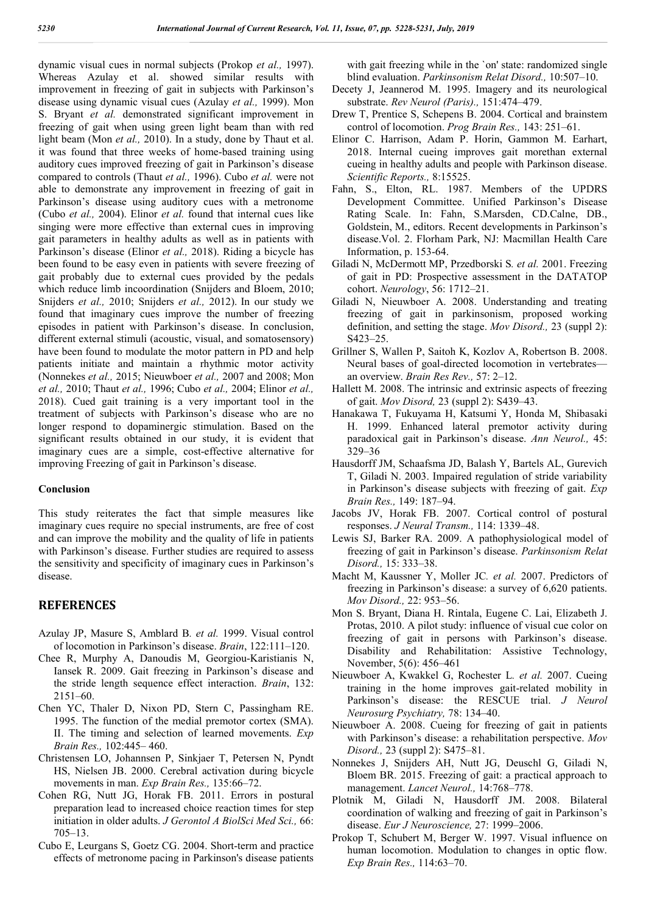dynamic visual cues in normal subjects (Prokop *et al.,* 1997). Whereas Azulay et al. showed similar results with improvement in freezing of gait in subjects with Parkinson's disease using dynamic visual cues (Azulay *et al.,* 1999). Mon S. Bryant *et al.* demonstrated significant improvement in freezing of gait when using green light beam than with red light beam (Mon *et al.,* 2010). In a study, done by Thaut et al. it was found that three weeks of home-based training using auditory cues improved freezing of gait in Parkinson's disease compared to controls (Thaut *et al.,* 1996). Cubo *et al.* were not able to demonstrate any improvement in freezing of gait in Parkinson's disease using auditory cues with a metronome (Cubo *et al.,* 2004). Elinor *et al.* found that internal cues like singing were more effective than external cues in improving gait parameters in healthy adults as well as in patients with Parkinson's disease (Elinor *et al.,* 2018). Riding a bicycle has been found to be easy even in patients with severe freezing of gait probably due to external cues provided by the pedals which reduce limb incoordination (Snijders and Bloem, 2010; Snijders *et al.,* 2010; Snijders *et al.,* 2012). In our study we found that imaginary cues improve the number of freezing episodes in patient with Parkinson's disease. In conclusion, different external stimuli (acoustic, visual, and somatosensory) have been found to modulate the motor pattern in PD and help patients initiate and maintain a rhythmic motor activity (Nonnekes *et al.,* 2015; Nieuwboer *et al.,* 2007 and 2008; Mon *et al.,* 2010; Thaut *et al.,* 1996; Cubo *et al.,* 2004; Elinor *et al.,* 2018). Cued gait training is a very important tool in the treatment of subjects with Parkinson's disease who are no longer respond to dopaminergic stimulation. Based on the significant results obtained in our study, it is evident that imaginary cues are a simple, cost-effective alternative for improving Freezing of gait in Parkinson's disease.

**Conclusion**

This study reiterates the fact that simple measures like imaginary cues require no special instruments, are free of cost and can improve the mobility and the quality of life in patients with Parkinson's disease. Further studies are required to assess the sensitivity and specificity of imaginary cues in Parkinson's disease.

## REFERENCES

Azulay JP, Masure S, Amblard B*. et al.* 1999. Visual control of locomotion in Parkinson's disease. *Brain*, 122:111–120.

Chee R, Murphy A, Danoudis M, Georgiou-Karistianis N, Iansek R. 2009. Gait freezing in Parkinson's disease and the stride length sequence effect interaction. *Brain*, 132: 2151–60.

Chen YC, Thaler D, Nixon PD, Stern C, Passingham RE. 1995. The function of the medial premotor cortex (SMA). II. The timing and selection of learned movements. *Exp Brain Res.,* 102:445– 460.

Christensen LO, Johannsen P, Sinkjaer T, Petersen N, Pyndt HS, Nielsen JB. 2000. Cerebral activation during bicycle movements in man. *Exp Brain Res.,* 135:66–72.

Cohen RG, Nutt JG, Horak FB. 2011. Errors in postural preparation lead to increased choice reaction times for step initiation in older adults. *J Gerontol A BiolSci Med Sci.,* 66: 705–13.

Cubo E, Leurgans S, Goetz CG. 2004. Short-term and practice effects of metronome pacing in Parkinson's disease patients with gait freezing while in the `on' state: randomized single blind evaluation. *Parkinsonism Relat Disord.,* 10:507–10.

Decety J, Jeannerod M. 1995. Imagery and its neurological substrate. *Rev Neurol (Paris).,* 151:474–479.

Drew T, Prentice S, Schepens B. 2004. Cortical and brainstem control of locomotion. *Prog Brain Res.,* 143: 251–61.

Elinor C. Harrison, Adam P. Horin, Gammon M. Earhart, 2018. Internal cueing improves gait morethan external cueing in healthy adults and people with Parkinson disease. *Scientific Reports.,* 8:15525.

Fahn, S., Elton, RL. 1987. Members of the UPDRS Development Committee. Unified Parkinson's Disease Rating Scale. In: Fahn, S.Marsden, CD.Calne, DB., Goldstein, M., editors. Recent developments in Parkinson's disease.Vol. 2. Florham Park, NJ: Macmillan Health Care Information, p. 153-64.

Giladi N, McDermott MP, Przedborski S*. et al.* 2001. Freezing of gait in PD: Prospective assessment in the DATATOP cohort. *Neurology*, 56: 1712–21.

Giladi N, Nieuwboer A. 2008. Understanding and treating freezing of gait in parkinsonism, proposed working definition, and setting the stage. *Mov Disord.,* 23 (suppl 2): S423–25.

Grillner S, Wallen P, Saitoh K, Kozlov A, Robertson B. 2008. Neural bases of goal-directed locomotion in vertebrates—an overview. *Brain Res Rev.,* 57: 2–12.

Hallett M. 2008. The intrinsic and extrinsic aspects of freezing of gait. *Mov Disord,* 23 (suppl 2): S439–43.

Hanakawa T, Fukuyama H, Katsumi Y, Honda M, Shibasaki H. 1999. Enhanced lateral premotor activity during paradoxical gait in Parkinson's disease. *Ann Neurol.,* 45: 329–36

Hausdorff JM, Schaafsma JD, Balash Y, Bartels AL, Gurevich T, Giladi N. 2003. Impaired regulation of stride variability in Parkinson's disease subjects with freezing of gait. *Exp Brain Res.,* 149: 187–94.

Jacobs JV, Horak FB. 2007. Cortical control of postural responses. *J Neural Transm.,* 114: 1339–48.

Lewis SJ, Barker RA. 2009. A pathophysiological model of freezing of gait in Parkinson's disease. *Parkinsonism Relat Disord.,* 15: 333–38.

Macht M, Kaussner Y, Moller JC*. et al.* 2007. Predictors of freezing in Parkinson's disease: a survey of 6,620 patients. *Mov Disord.,* 22: 953–56.

Mon S. Bryant, Diana H. Rintala, Eugene C. Lai, Elizabeth J. Protas, 2010. A pilot study: influence of visual cue color on freezing of gait in persons with Parkinson's disease. Disability and Rehabilitation: Assistive Technology, November, 5(6): 456–461

Nieuwboer A, Kwakkel G, Rochester L*. et al.* 2007. Cueing training in the home improves gait-related mobility in Parkinson's disease: the RESCUE trial. *J Neurol Neurosurg Psychiatry,* 78: 134–40.

Nieuwboer A. 2008. Cueing for freezing of gait in patients with Parkinson's disease: a rehabilitation perspective. *Mov Disord.,* 23 (suppl 2): S475–81.

Nonnekes J, Snijders AH, Nutt JG, Deuschl G, Giladi N, Bloem BR. 2015. Freezing of gait: a practical approach to management. *Lancet Neurol.,* 14:768–778.

Plotnik M, Giladi N, Hausdorff JM. 2008. Bilateral coordination of walking and freezing of gait in Parkinson's disease. *Eur J Neuroscience,* 27: 1999–2006.

Prokop T, Schubert M, Berger W. 1997. Visual influence on human locomotion. Modulation to changes in optic flow. *Exp Brain Res.,* 114:63–70.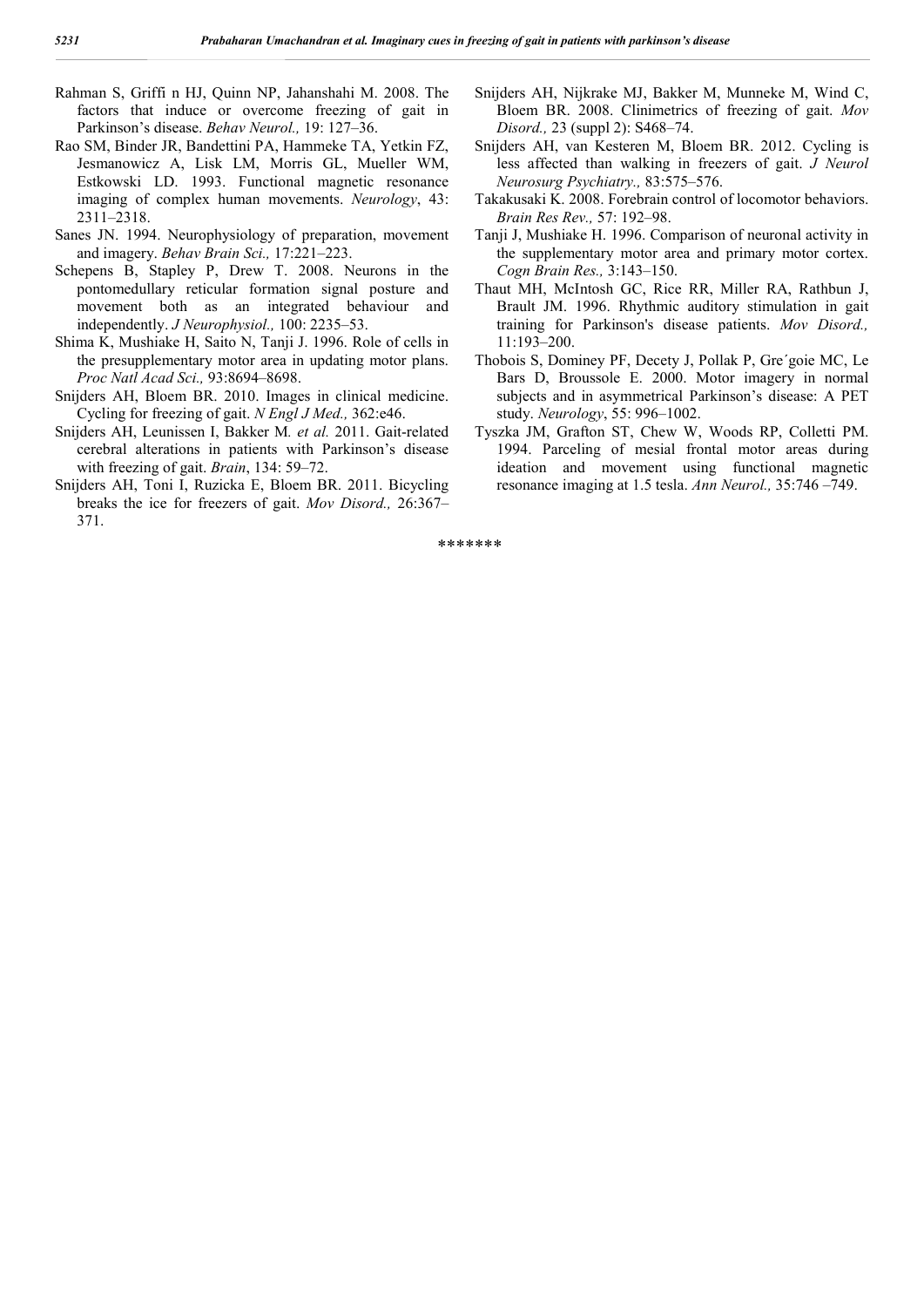Rahman S, Griffi n HJ, Quinn NP, Jahanshahi M. 2008. The factors that induce or overcome freezing of gait in Parkinson's disease. *Behav Neurol.,* 19: 127–36.

Rao SM, Binder JR, Bandettini PA, Hammeke TA, Yetkin FZ, Jesmanowicz A, Lisk LM, Morris GL, Mueller WM, Estkowski LD. 1993. Functional magnetic resonance imaging of complex human movements. *Neurology*, 43: 2311–2318.

Sanes JN. 1994. Neurophysiology of preparation, movement and imagery. *Behav Brain Sci.,* 17:221–223.

Schepens B, Stapley P, Drew T. 2008. Neurons in the pontomedullary reticular formation signal posture and movement both as an integrated behaviour and independently. *J Neurophysiol.,* 100: 2235–53.

Shima K, Mushiake H, Saito N, Tanji J. 1996. Role of cells in the presupplementary motor area in updating motor plans. *Proc Natl Acad Sci.,* 93:8694–8698.

Snijders AH, Bloem BR. 2010. Images in clinical medicine. Cycling for freezing of gait. *N Engl J Med.,* 362:e46.

Snijders AH, Leunissen I, Bakker M*. et al.* 2011. Gait-related cerebral alterations in patients with Parkinson's disease with freezing of gait. *Brain*, 134: 59–72.

Snijders AH, Toni I, Ruzicka E, Bloem BR. 2011. Bicycling breaks the ice for freezers of gait. *Mov Disord.,* 26:367–371.

Snijders AH, Nijkrake MJ, Bakker M, Munneke M, Wind C, Bloem BR. 2008. Clinimetrics of freezing of gait. *Mov Disord.,* 23 (suppl 2): S468–74.

Snijders AH, van Kesteren M, Bloem BR. 2012. Cycling is less affected than walking in freezers of gait. *J Neurol Neurosurg Psychiatry.,* 83:575–576.

Takakusaki K. 2008. Forebrain control of locomotor behaviors. *Brain Res Rev.,* 57: 192–98.

Tanji J, Mushiake H. 1996. Comparison of neuronal activity in the supplementary motor area and primary motor cortex. *Cogn Brain Res.,* 3:143–150.

Thaut MH, McIntosh GC, Rice RR, Miller RA, Rathbun J, Brault JM. 1996. Rhythmic auditory stimulation in gait training for Parkinson's disease patients. *Mov Disord.,* 11:193–200.

Thobois S, Dominey PF, Decety J, Pollak P, Gre´goie MC, Le Bars D, Broussole E. 2000. Motor imagery in normal subjects and in asymmetrical Parkinson's disease: A PET study. *Neurology*, 55: 996–1002.

Tyszka JM, Grafton ST, Chew W, Woods RP, Colletti PM. 1994. Parceling of mesial frontal motor areas during ideation and movement using functional magnetic resonance imaging at 1.5 tesla. *Ann Neurol.,* 35:746 –749.

*******